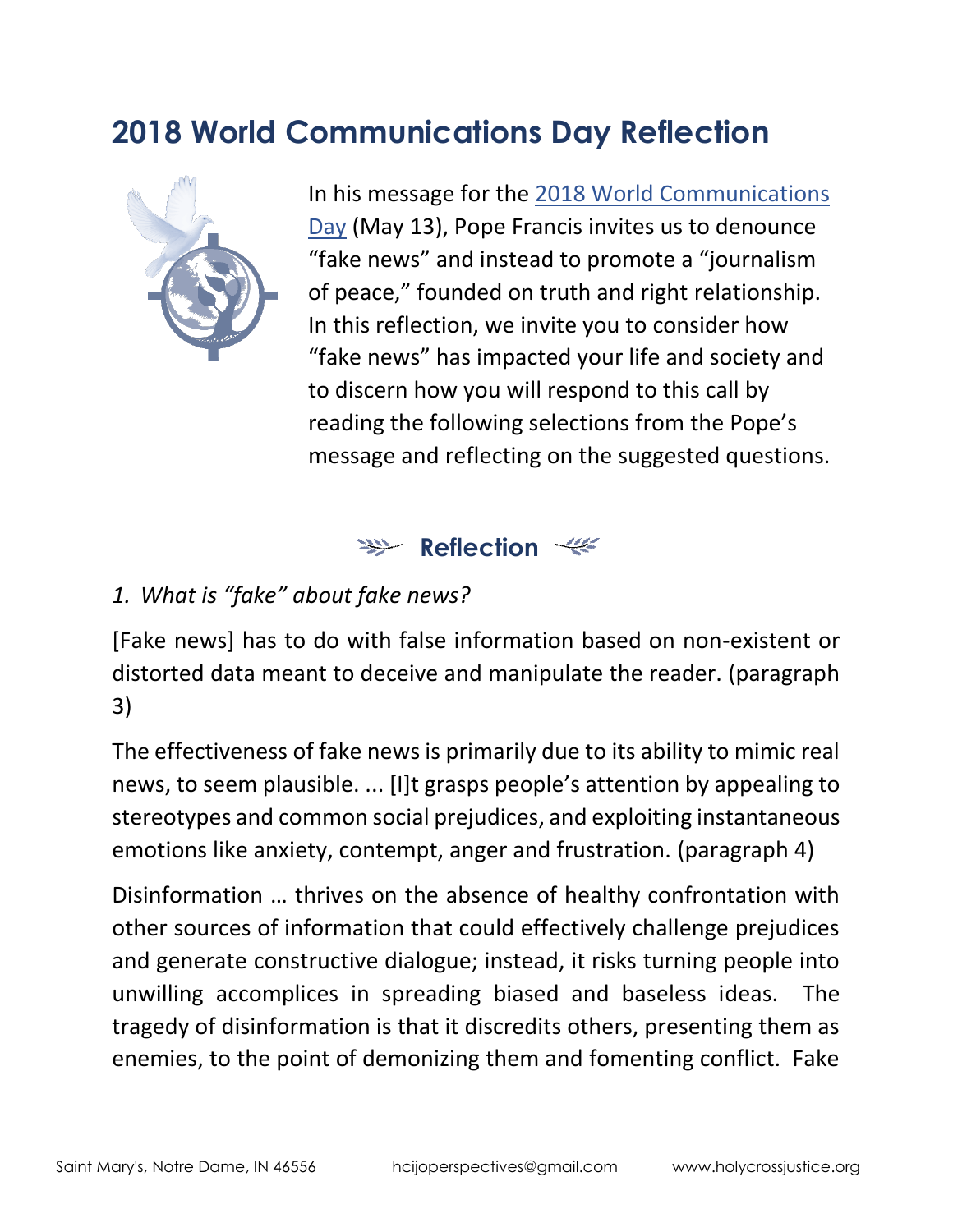# 2018 World Communications Day Reflection

In his message for the [2018 World Communications Day]() (May 13), Pope Francis invites us to denounce "fake news" and instead to promote a "journalism of peace," founded on truth and right relationship. In this reflection, we invite you to consider how "fake news" has impacted your life and society and to discern how you will respond to this call by reading the following selections from the Pope's message and reflecting on the suggested questions.

## Reflection

*1. What is "fake" about fake news?*

[Fake news] has to do with false information based on non-existent or distorted data meant to deceive and manipulate the reader. (paragraph 3)

The effectiveness of fake news is primarily due to its ability to mimic real news, to seem plausible. ... [I]t grasps people's attention by appealing to stereotypes and common social prejudices, and exploiting instantaneous emotions like anxiety, contempt, anger and frustration. (paragraph 4)

Disinformation … thrives on the absence of healthy confrontation with other sources of information that could effectively challenge prejudices and generate constructive dialogue; instead, it risks turning people into unwilling accomplices in spreading biased and baseless ideas. The tragedy of disinformation is that it discredits others, presenting them as enemies, to the point of demonizing them and fomenting conflict. Fake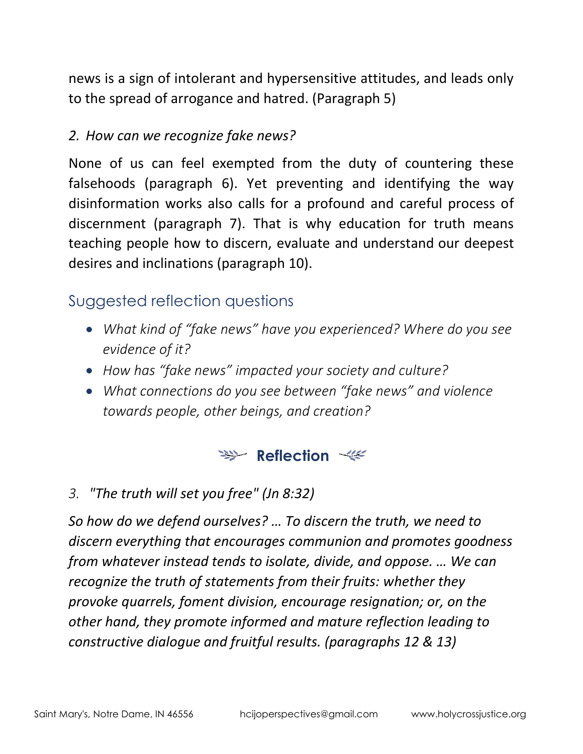news is a sign of intolerant and hypersensitive attitudes, and leads only to the spread of arrogance and hatred. (Paragraph 5)

*2. How can we recognize fake news?*

None of us can feel exempted from the duty of countering these falsehoods (paragraph 6). Yet preventing and identifying the way disinformation works also calls for a profound and careful process of discernment (paragraph 7). That is why education for truth means teaching people how to discern, evaluate and understand our deepest desires and inclinations (paragraph 10).

## Suggested reflection questions

- *What kind of "fake news" have you experienced? Where do you see evidence of it?*
- *How has "fake news" impacted your society and culture?*
- *What connections do you see between "fake news" and violence towards people, other beings, and creation?*

## Reflection

*3. "The truth will set you free" (Jn 8:32)*

*So how do we defend ourselves? … To discern the truth, we need to discern everything that encourages communion and promotes goodness from whatever instead tends to isolate, divide, and oppose. … We can recognize the truth of statements from their fruits: whether they provoke quarrels, foment division, encourage resignation; or, on the other hand, they promote informed and mature reflection leading to constructive dialogue and fruitful results. (paragraphs 12 & 13)*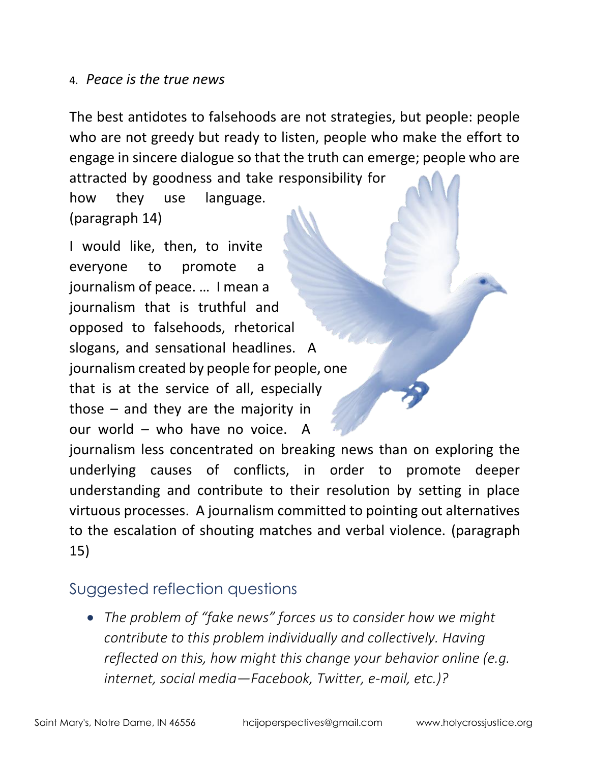4. *Peace is the true news*

The best antidotes to falsehoods are not strategies, but people: people who are not greedy but ready to listen, people who make the effort to engage in sincere dialogue so that the truth can emerge; people who are attracted by goodness and take responsibility for how they use language. (paragraph 14)

I would like, then, to invite everyone to promote a journalism of peace. … I mean a journalism that is truthful and opposed to falsehoods, rhetorical slogans, and sensational headlines. A journalism created by people for people, one that is at the service of all, especially those – and they are the majority in our world – who have no voice. A journalism less concentrated on breaking news than on exploring the underlying causes of conflicts, in order to promote deeper understanding and contribute to their resolution by setting in place virtuous processes. A journalism committed to pointing out alternatives to the escalation of shouting matches and verbal violence. (paragraph 15)

## Suggested reflection questions

- *The problem of "fake news" forces us to consider how we might contribute to this problem individually and collectively. Having reflected on this, how might this change your behavior online (e.g. internet, social media—Facebook, Twitter, e-mail, etc.)?*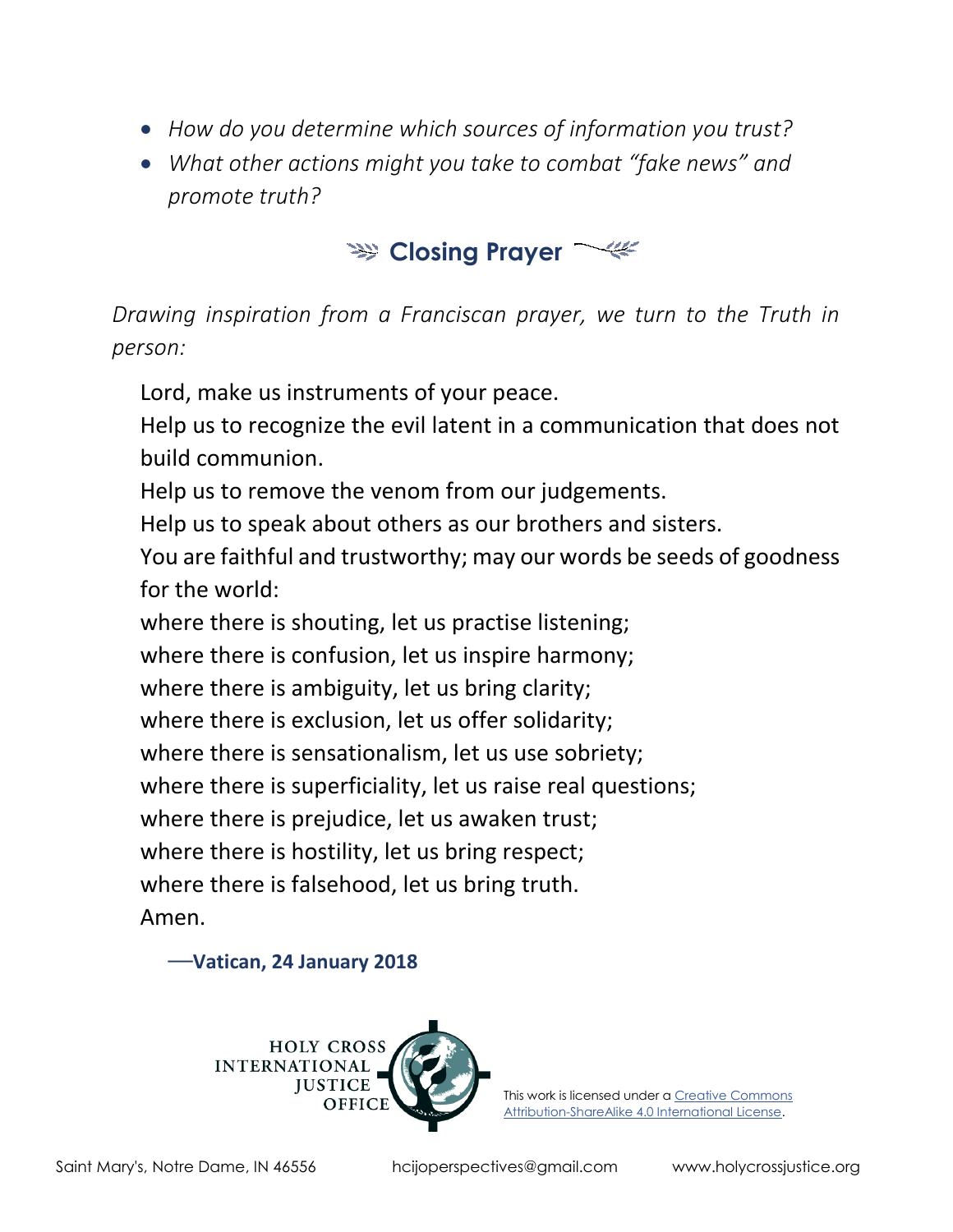- *How do you determine which sources of information you trust?*
- *What other actions might you take to combat "fake news" and promote truth?*

## Closing Prayer

*Drawing inspiration from a Franciscan prayer, we turn to the Truth in person:*

Lord, make us instruments of your peace.
Help us to recognize the evil latent in a communication that does not build communion.
Help us to remove the venom from our judgements.
Help us to speak about others as our brothers and sisters.
You are faithful and trustworthy; may our words be seeds of goodness for the world:
where there is shouting, let us practise listening;
where there is confusion, let us inspire harmony;
where there is ambiguity, let us bring clarity;
where there is exclusion, let us offer solidarity;
where there is sensationalism, let us use sobriety;
where there is superficiality, let us raise real questions;
where there is prejudice, let us awaken trust;
where there is hostility, let us bring respect;
where there is falsehood, let us bring truth.
Amen.

**—Vatican, 24 January 2018**

HOLY CROSS INTERNATIONAL JUSTICE OFFICE

This work is licensed under a [Creative Commons Attribution-ShareAlike 4.0 International License](https://creativecommons.org/licenses/by-sa/4.0/).

Saint Mary's, Notre Dame, IN 46556 hcijoperspectives@gmail.com www.holycrossjustice.org